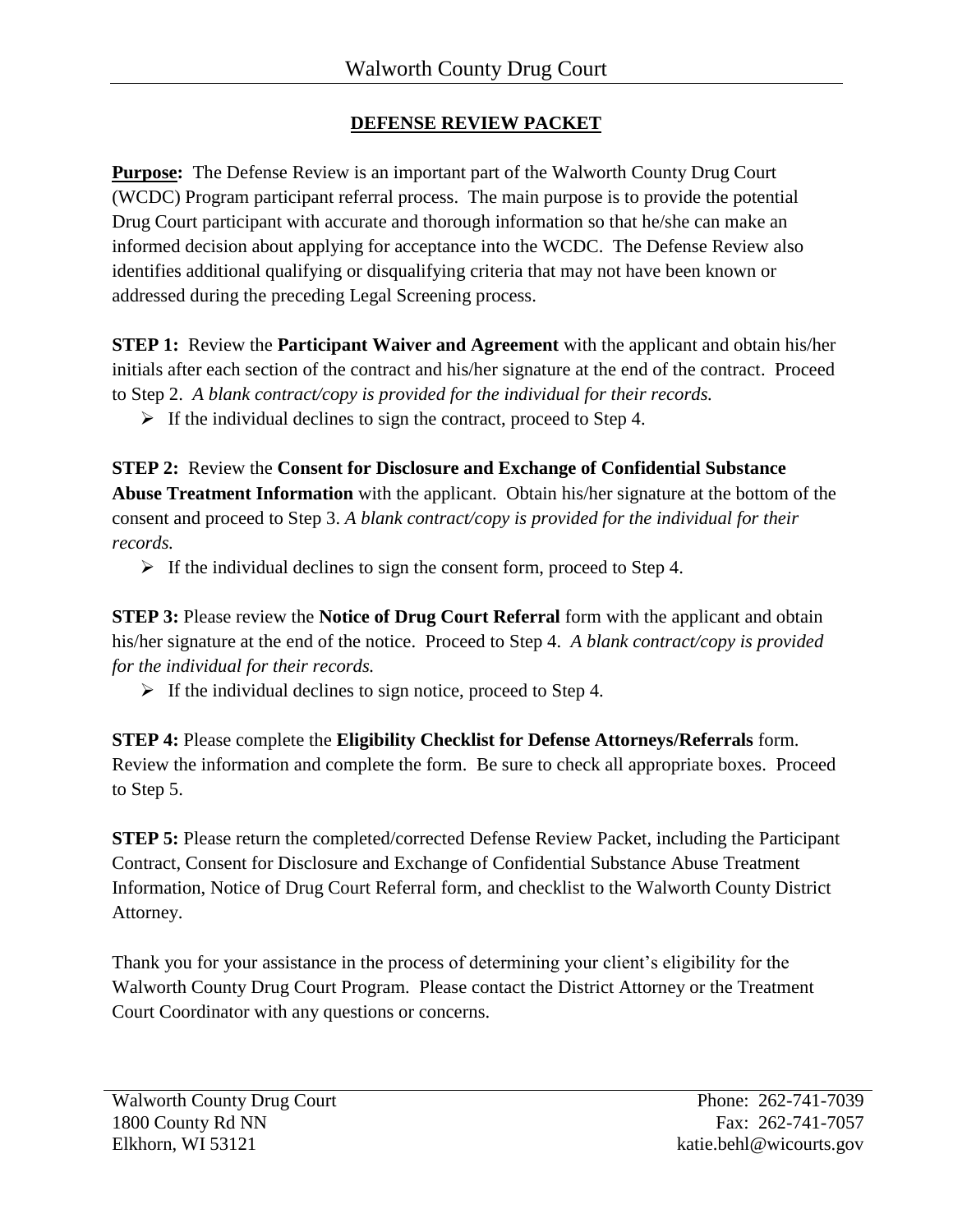# Walworth County Drug Court

## DEFENSE REVIEW PACKET

**Purpose:** The Defense Review is an important part of the Walworth County Drug Court (WCDC) Program participant referral process. The main purpose is to provide the potential Drug Court participant with accurate and thorough information so that he/she can make an informed decision about applying for acceptance into the WCDC. The Defense Review also identifies additional qualifying or disqualifying criteria that may not have been known or addressed during the preceding Legal Screening process.

**STEP 1:** Review the **Participant Waiver and Agreement** with the applicant and obtain his/her initials after each section of the contract and his/her signature at the end of the contract. Proceed to Step 2. *A blank contract/copy is provided for the individual for their records.*

- If the individual declines to sign the contract, proceed to Step 4.

**STEP 2:** Review the **Consent for Disclosure and Exchange of Confidential Substance Abuse Treatment Information** with the applicant. Obtain his/her signature at the bottom of the consent and proceed to Step 3. *A blank contract/copy is provided for the individual for their records.*

- If the individual declines to sign the consent form, proceed to Step 4.

**STEP 3:** Please review the **Notice of Drug Court Referral** form with the applicant and obtain his/her signature at the end of the notice. Proceed to Step 4. *A blank contract/copy is provided for the individual for their records.*

- If the individual declines to sign notice, proceed to Step 4.

**STEP 4:** Please complete the **Eligibility Checklist for Defense Attorneys/Referrals** form. Review the information and complete the form. Be sure to check all appropriate boxes. Proceed to Step 5.

**STEP 5:** Please return the completed/corrected Defense Review Packet, including the Participant Contract, Consent for Disclosure and Exchange of Confidential Substance Abuse Treatment Information, Notice of Drug Court Referral form, and checklist to the Walworth County District Attorney.

Thank you for your assistance in the process of determining your client's eligibility for the Walworth County Drug Court Program. Please contact the District Attorney or the Treatment Court Coordinator with any questions or concerns.

Walworth County Drug Court
1800 County Rd NN
Elkhorn, WI 53121

Phone: 262-741-7039
Fax: 262-741-7057
katie.behl@wicourts.gov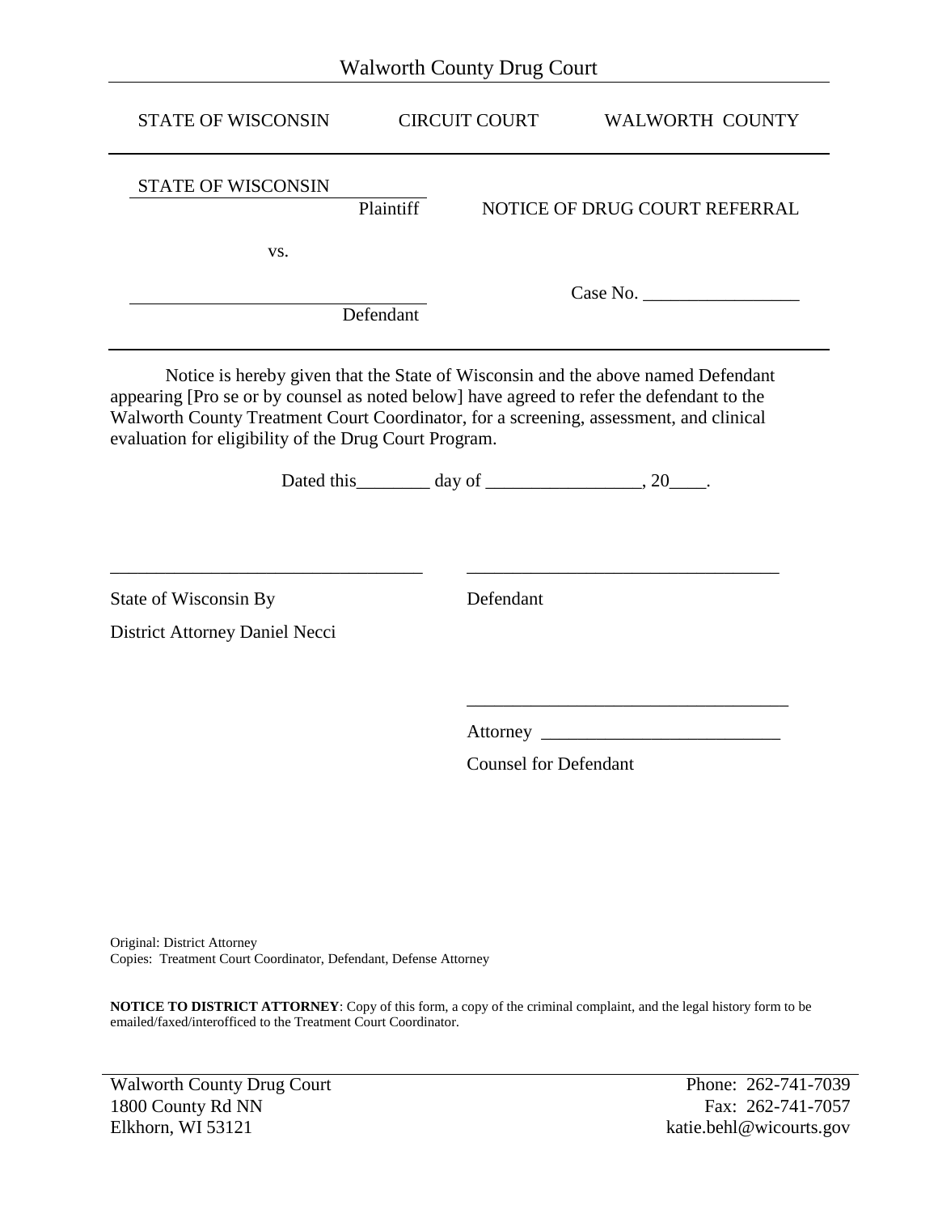Walworth County Drug Court

| STATE OF WISCONSIN | CIRCUIT COURT | WALWORTH COUNTY |
|---|---|---|

STATE OF WISCONSIN
Plaintiff

NOTICE OF DRUG COURT REFERRAL

vs.

_______________________________
Defendant

Case No. _________________

Notice is hereby given that the State of Wisconsin and the above named Defendant appearing [Pro se or by counsel as noted below] have agreed to refer the defendant to the Walworth County Treatment Court Coordinator, for a screening, assessment, and clinical evaluation for eligibility of the Drug Court Program.

Dated this________ day of _________________, 20____.

_________________________________
State of Wisconsin By
District Attorney Daniel Necci

_________________________________
Defendant

_________________________________
Attorney __________________________
Counsel for Defendant

Original: District Attorney
Copies: Treatment Court Coordinator, Defendant, Defense Attorney

**NOTICE TO DISTRICT ATTORNEY**: Copy of this form, a copy of the criminal complaint, and the legal history form to be emailed/faxed/interofficed to the Treatment Court Coordinator.

Walworth County Drug Court
1800 County Rd NN
Elkhorn, WI 53121

Phone: 262-741-7039
Fax: 262-741-7057
katie.behl@wicourts.gov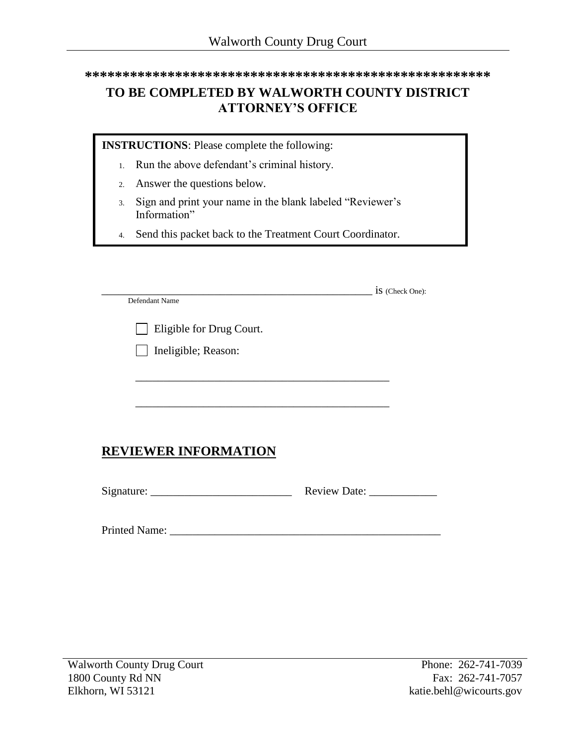*******************************************************

## TO BE COMPLETED BY WALWORTH COUNTY DISTRICT ATTORNEY'S OFFICE

**INSTRUCTIONS**: Please complete the following:

1. Run the above defendant's criminal history.
2. Answer the questions below.
3. Sign and print your name in the blank labeled "Reviewer's Information"
4. Send this packet back to the Treatment Court Coordinator.

_____________________________________________ is (Check One):
Defendant Name

☐ Eligible for Drug Court.

☐ Ineligible; Reason:

_____________________________________________

_____________________________________________

## REVIEWER INFORMATION

Signature: _________________________ Review Date: ____________

Printed Name: __________________________________________________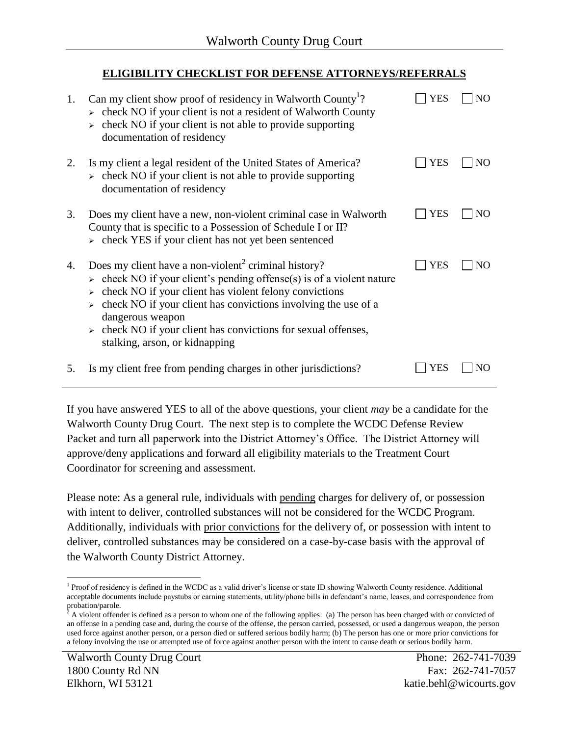Walworth County Drug Court

## ELIGIBILITY CHECKLIST FOR DEFENSE ATTORNEYS/REFERRALS

1. Can my client show proof of residency in Walworth County[1]? ☐ YES ☐ NO
   - check NO if your client is not a resident of Walworth County
   - check NO if your client is not able to provide supporting documentation of residency

2. Is my client a legal resident of the United States of America? ☐ YES ☐ NO
   - check NO if your client is not able to provide supporting documentation of residency

3. Does my client have a new, non-violent criminal case in Walworth County that is specific to a Possession of Schedule I or II? ☐ YES ☐ NO
   - check YES if your client has not yet been sentenced

4. Does my client have a non-violent[2] criminal history? ☐ YES ☐ NO
   - check NO if your client's pending offense(s) is of a violent nature
   - check NO if your client has violent felony convictions
   - check NO if your client has convictions involving the use of a dangerous weapon
   - check NO if your client has convictions for sexual offenses, stalking, arson, or kidnapping

5. Is my client free from pending charges in other jurisdictions? ☐ YES ☐ NO

---

If you have answered YES to all of the above questions, your client *may* be a candidate for the Walworth County Drug Court. The next step is to complete the WCDC Defense Review Packet and turn all paperwork into the District Attorney's Office. The District Attorney will approve/deny applications and forward all eligibility materials to the Treatment Court Coordinator for screening and assessment.

Please note: As a general rule, individuals with <u>pending</u> charges for delivery of, or possession with intent to deliver, controlled substances will not be considered for the WCDC Program. Additionally, individuals with <u>prior convictions</u> for the delivery of, or possession with intent to deliver, controlled substances may be considered on a case-by-case basis with the approval of the Walworth County District Attorney.

---

[1] Proof of residency is defined in the WCDC as a valid driver's license or state ID showing Walworth County residence. Additional acceptable documents include paystubs or earning statements, utility/phone bills in defendant's name, leases, and correspondence from probation/parole.

[2] A violent offender is defined as a person to whom one of the following applies: (a) The person has been charged with or convicted of an offense in a pending case and, during the course of the offense, the person carried, possessed, or used a dangerous weapon, the person used force against another person, or a person died or suffered serious bodily harm; (b) The person has one or more prior convictions for a felony involving the use or attempted use of force against another person with the intent to cause death or serious bodily harm.

Walworth County Drug Court
1800 County Rd NN
Elkhorn, WI 53121

Phone: 262-741-7039
Fax: 262-741-7057
katie.behl@wicourts.gov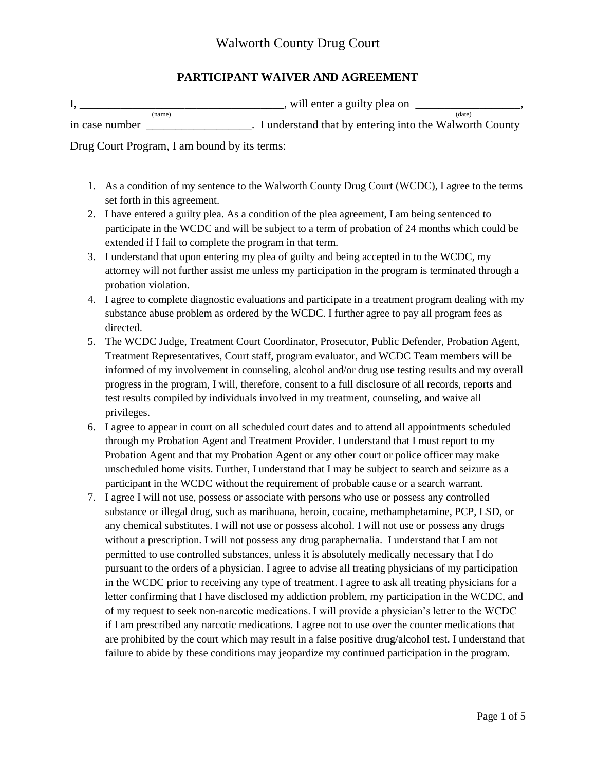# Walworth County Drug Court

## PARTICIPANT WAIVER AND AGREEMENT

I, ___________________________________ (name), will enter a guilty plea on __________________ (date), in case number __________________. I understand that by entering into the Walworth County Drug Court Program, I am bound by its terms:

1. As a condition of my sentence to the Walworth County Drug Court (WCDC), I agree to the terms set forth in this agreement.
2. I have entered a guilty plea. As a condition of the plea agreement, I am being sentenced to participate in the WCDC and will be subject to a term of probation of 24 months which could be extended if I fail to complete the program in that term.
3. I understand that upon entering my plea of guilty and being accepted in to the WCDC, my attorney will not further assist me unless my participation in the program is terminated through a probation violation.
4. I agree to complete diagnostic evaluations and participate in a treatment program dealing with my substance abuse problem as ordered by the WCDC. I further agree to pay all program fees as directed.
5. The WCDC Judge, Treatment Court Coordinator, Prosecutor, Public Defender, Probation Agent, Treatment Representatives, Court staff, program evaluator, and WCDC Team members will be informed of my involvement in counseling, alcohol and/or drug use testing results and my overall progress in the program, I will, therefore, consent to a full disclosure of all records, reports and test results compiled by individuals involved in my treatment, counseling, and waive all privileges.
6. I agree to appear in court on all scheduled court dates and to attend all appointments scheduled through my Probation Agent and Treatment Provider. I understand that I must report to my Probation Agent and that my Probation Agent or any other court or police officer may make unscheduled home visits. Further, I understand that I may be subject to search and seizure as a participant in the WCDC without the requirement of probable cause or a search warrant.
7. I agree I will not use, possess or associate with persons who use or possess any controlled substance or illegal drug, such as marihuana, heroin, cocaine, methamphetamine, PCP, LSD, or any chemical substitutes. I will not use or possess alcohol. I will not use or possess any drugs without a prescription. I will not possess any drug paraphernalia. I understand that I am not permitted to use controlled substances, unless it is absolutely medically necessary that I do pursuant to the orders of a physician. I agree to advise all treating physicians of my participation in the WCDC prior to receiving any type of treatment. I agree to ask all treating physicians for a letter confirming that I have disclosed my addiction problem, my participation in the WCDC, and of my request to seek non-narcotic medications. I will provide a physician's letter to the WCDC if I am prescribed any narcotic medications. I agree not to use over the counter medications that are prohibited by the court which may result in a false positive drug/alcohol test. I understand that failure to abide by these conditions may jeopardize my continued participation in the program.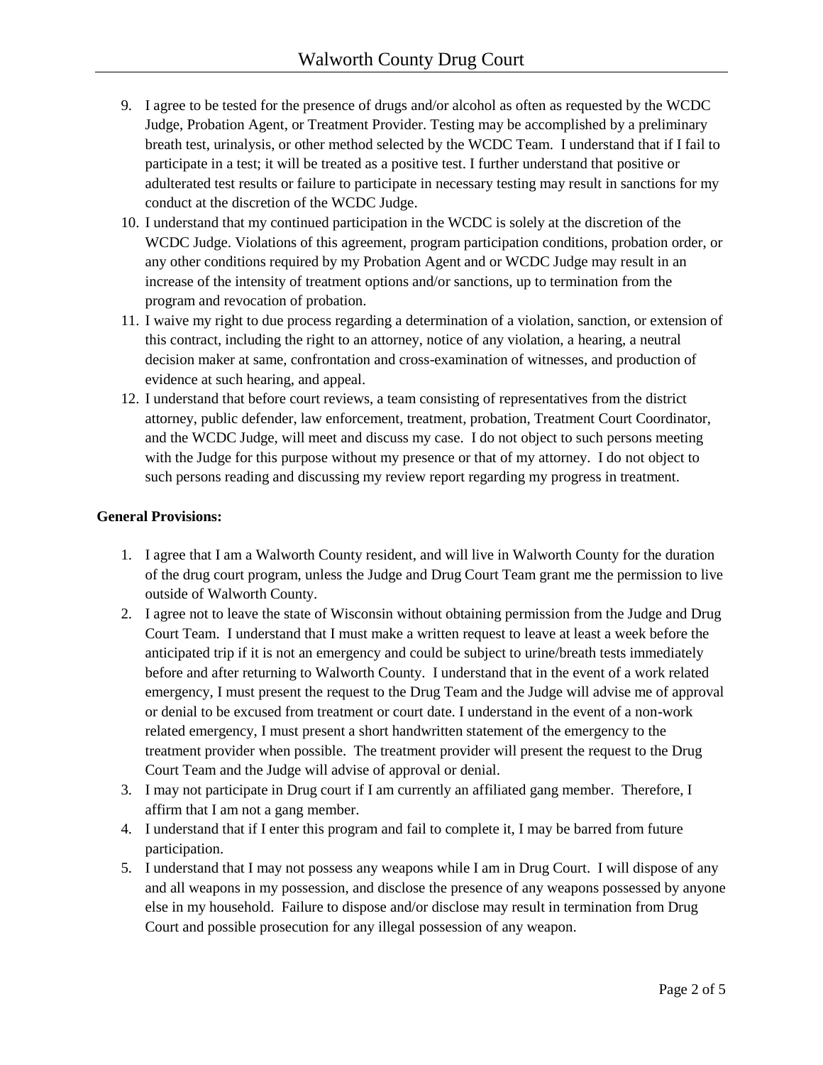9. I agree to be tested for the presence of drugs and/or alcohol as often as requested by the WCDC Judge, Probation Agent, or Treatment Provider. Testing may be accomplished by a preliminary breath test, urinalysis, or other method selected by the WCDC Team. I understand that if I fail to participate in a test; it will be treated as a positive test. I further understand that positive or adulterated test results or failure to participate in necessary testing may result in sanctions for my conduct at the discretion of the WCDC Judge.
10. I understand that my continued participation in the WCDC is solely at the discretion of the WCDC Judge. Violations of this agreement, program participation conditions, probation order, or any other conditions required by my Probation Agent and or WCDC Judge may result in an increase of the intensity of treatment options and/or sanctions, up to termination from the program and revocation of probation.
11. I waive my right to due process regarding a determination of a violation, sanction, or extension of this contract, including the right to an attorney, notice of any violation, a hearing, a neutral decision maker at same, confrontation and cross-examination of witnesses, and production of evidence at such hearing, and appeal.
12. I understand that before court reviews, a team consisting of representatives from the district attorney, public defender, law enforcement, treatment, probation, Treatment Court Coordinator, and the WCDC Judge, will meet and discuss my case. I do not object to such persons meeting with the Judge for this purpose without my presence or that of my attorney. I do not object to such persons reading and discussing my review report regarding my progress in treatment.

**General Provisions:**

1. I agree that I am a Walworth County resident, and will live in Walworth County for the duration of the drug court program, unless the Judge and Drug Court Team grant me the permission to live outside of Walworth County.
2. I agree not to leave the state of Wisconsin without obtaining permission from the Judge and Drug Court Team. I understand that I must make a written request to leave at least a week before the anticipated trip if it is not an emergency and could be subject to urine/breath tests immediately before and after returning to Walworth County. I understand that in the event of a work related emergency, I must present the request to the Drug Team and the Judge will advise me of approval or denial to be excused from treatment or court date. I understand in the event of a non-work related emergency, I must present a short handwritten statement of the emergency to the treatment provider when possible. The treatment provider will present the request to the Drug Court Team and the Judge will advise of approval or denial.
3. I may not participate in Drug court if I am currently an affiliated gang member. Therefore, I affirm that I am not a gang member.
4. I understand that if I enter this program and fail to complete it, I may be barred from future participation.
5. I understand that I may not possess any weapons while I am in Drug Court. I will dispose of any and all weapons in my possession, and disclose the presence of any weapons possessed by anyone else in my household. Failure to dispose and/or disclose may result in termination from Drug Court and possible prosecution for any illegal possession of any weapon.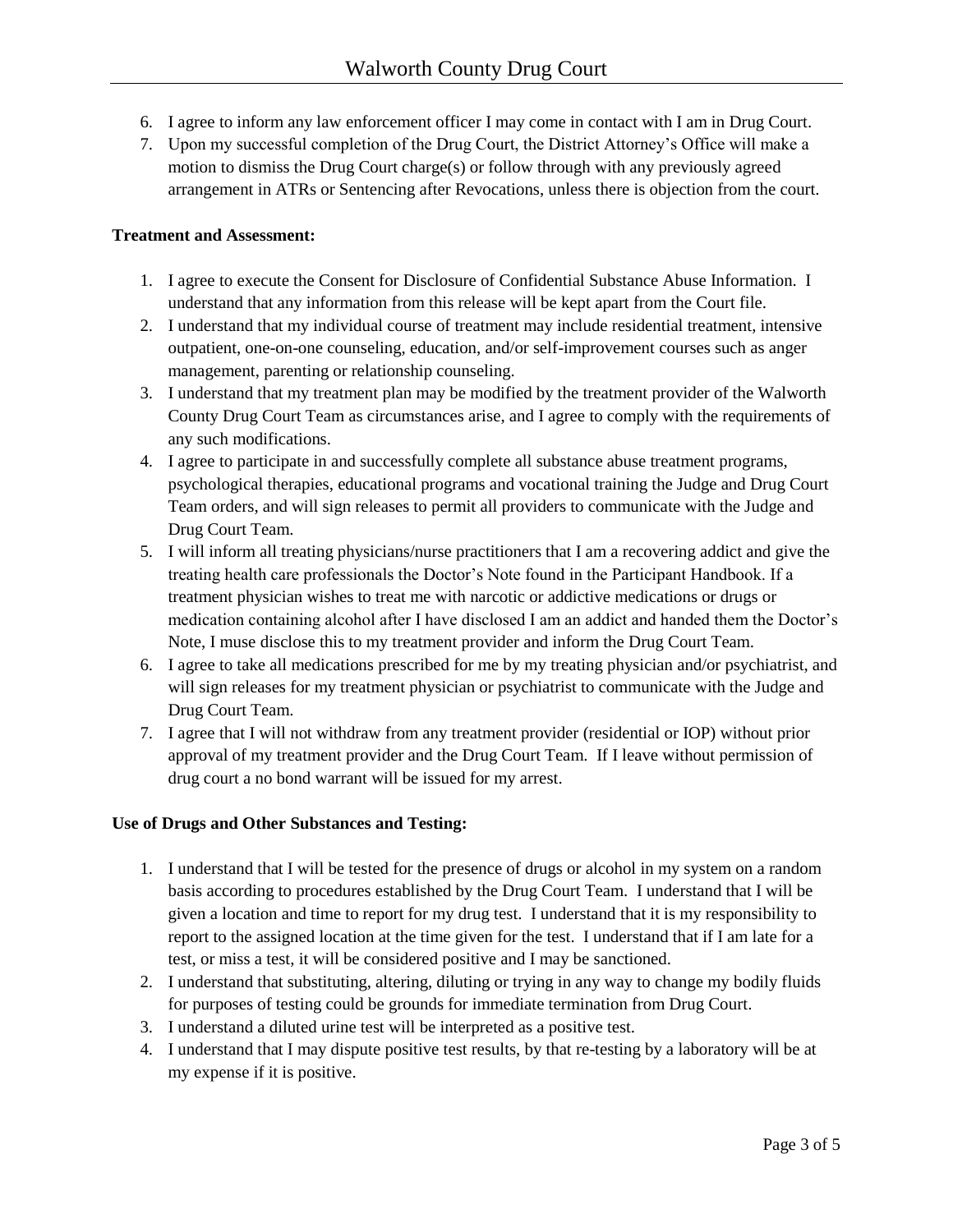6. I agree to inform any law enforcement officer I may come in contact with I am in Drug Court.
7. Upon my successful completion of the Drug Court, the District Attorney's Office will make a motion to dismiss the Drug Court charge(s) or follow through with any previously agreed arrangement in ATRs or Sentencing after Revocations, unless there is objection from the court.

**Treatment and Assessment:**

1. I agree to execute the Consent for Disclosure of Confidential Substance Abuse Information. I understand that any information from this release will be kept apart from the Court file.
2. I understand that my individual course of treatment may include residential treatment, intensive outpatient, one-on-one counseling, education, and/or self-improvement courses such as anger management, parenting or relationship counseling.
3. I understand that my treatment plan may be modified by the treatment provider of the Walworth County Drug Court Team as circumstances arise, and I agree to comply with the requirements of any such modifications.
4. I agree to participate in and successfully complete all substance abuse treatment programs, psychological therapies, educational programs and vocational training the Judge and Drug Court Team orders, and will sign releases to permit all providers to communicate with the Judge and Drug Court Team.
5. I will inform all treating physicians/nurse practitioners that I am a recovering addict and give the treating health care professionals the Doctor's Note found in the Participant Handbook. If a treatment physician wishes to treat me with narcotic or addictive medications or drugs or medication containing alcohol after I have disclosed I am an addict and handed them the Doctor's Note, I muse disclose this to my treatment provider and inform the Drug Court Team.
6. I agree to take all medications prescribed for me by my treating physician and/or psychiatrist, and will sign releases for my treatment physician or psychiatrist to communicate with the Judge and Drug Court Team.
7. I agree that I will not withdraw from any treatment provider (residential or IOP) without prior approval of my treatment provider and the Drug Court Team. If I leave without permission of drug court a no bond warrant will be issued for my arrest.

**Use of Drugs and Other Substances and Testing:**

1. I understand that I will be tested for the presence of drugs or alcohol in my system on a random basis according to procedures established by the Drug Court Team. I understand that I will be given a location and time to report for my drug test. I understand that it is my responsibility to report to the assigned location at the time given for the test. I understand that if I am late for a test, or miss a test, it will be considered positive and I may be sanctioned.
2. I understand that substituting, altering, diluting or trying in any way to change my bodily fluids for purposes of testing could be grounds for immediate termination from Drug Court.
3. I understand a diluted urine test will be interpreted as a positive test.
4. I understand that I may dispute positive test results, by that re-testing by a laboratory will be at my expense if it is positive.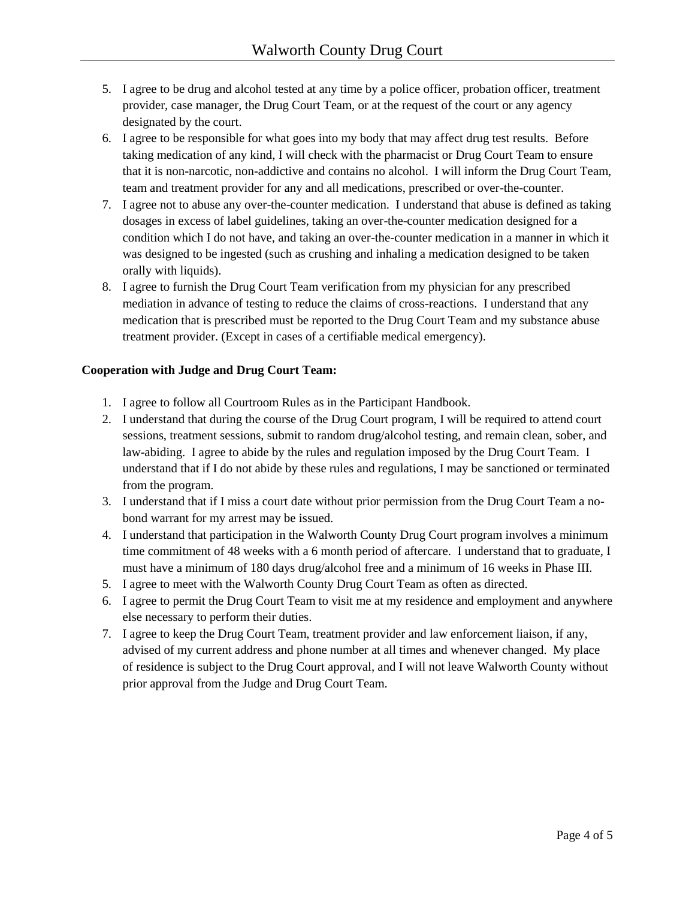5. I agree to be drug and alcohol tested at any time by a police officer, probation officer, treatment provider, case manager, the Drug Court Team, or at the request of the court or any agency designated by the court.
6. I agree to be responsible for what goes into my body that may affect drug test results. Before taking medication of any kind, I will check with the pharmacist or Drug Court Team to ensure that it is non-narcotic, non-addictive and contains no alcohol. I will inform the Drug Court Team, team and treatment provider for any and all medications, prescribed or over-the-counter.
7. I agree not to abuse any over-the-counter medication. I understand that abuse is defined as taking dosages in excess of label guidelines, taking an over-the-counter medication designed for a condition which I do not have, and taking an over-the-counter medication in a manner in which it was designed to be ingested (such as crushing and inhaling a medication designed to be taken orally with liquids).
8. I agree to furnish the Drug Court Team verification from my physician for any prescribed mediation in advance of testing to reduce the claims of cross-reactions. I understand that any medication that is prescribed must be reported to the Drug Court Team and my substance abuse treatment provider. (Except in cases of a certifiable medical emergency).

**Cooperation with Judge and Drug Court Team:**

1. I agree to follow all Courtroom Rules as in the Participant Handbook.
2. I understand that during the course of the Drug Court program, I will be required to attend court sessions, treatment sessions, submit to random drug/alcohol testing, and remain clean, sober, and law-abiding. I agree to abide by the rules and regulation imposed by the Drug Court Team. I understand that if I do not abide by these rules and regulations, I may be sanctioned or terminated from the program.
3. I understand that if I miss a court date without prior permission from the Drug Court Team a no-bond warrant for my arrest may be issued.
4. I understand that participation in the Walworth County Drug Court program involves a minimum time commitment of 48 weeks with a 6 month period of aftercare. I understand that to graduate, I must have a minimum of 180 days drug/alcohol free and a minimum of 16 weeks in Phase III.
5. I agree to meet with the Walworth County Drug Court Team as often as directed.
6. I agree to permit the Drug Court Team to visit me at my residence and employment and anywhere else necessary to perform their duties.
7. I agree to keep the Drug Court Team, treatment provider and law enforcement liaison, if any, advised of my current address and phone number at all times and whenever changed. My place of residence is subject to the Drug Court approval, and I will not leave Walworth County without prior approval from the Judge and Drug Court Team.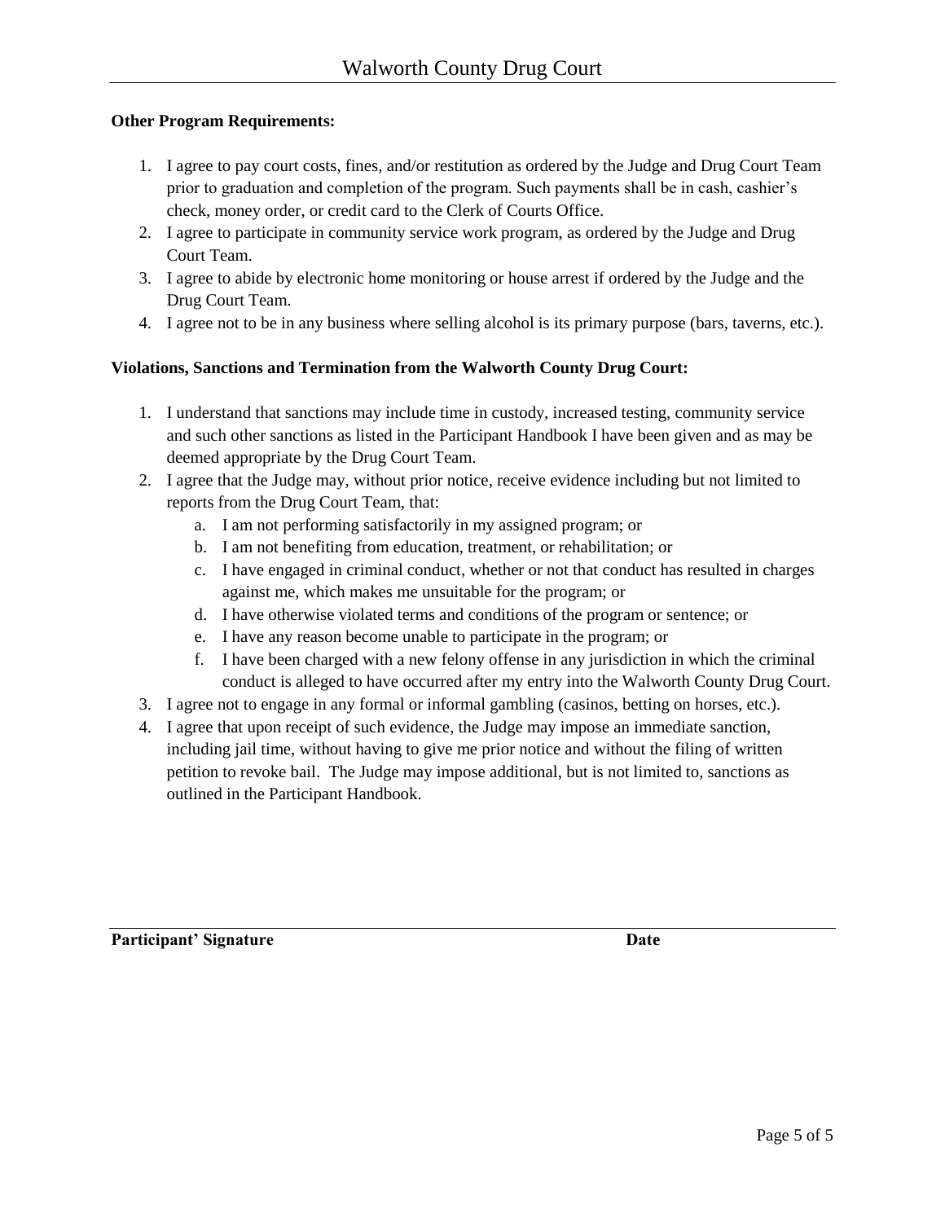**Other Program Requirements:**

1. I agree to pay court costs, fines, and/or restitution as ordered by the Judge and Drug Court Team prior to graduation and completion of the program. Such payments shall be in cash, cashier's check, money order, or credit card to the Clerk of Courts Office.
2. I agree to participate in community service work program, as ordered by the Judge and Drug Court Team.
3. I agree to abide by electronic home monitoring or house arrest if ordered by the Judge and the Drug Court Team.
4. I agree not to be in any business where selling alcohol is its primary purpose (bars, taverns, etc.).

**Violations, Sanctions and Termination from the Walworth County Drug Court:**

1. I understand that sanctions may include time in custody, increased testing, community service and such other sanctions as listed in the Participant Handbook I have been given and as may be deemed appropriate by the Drug Court Team.
2. I agree that the Judge may, without prior notice, receive evidence including but not limited to reports from the Drug Court Team, that:
   a. I am not performing satisfactorily in my assigned program; or
   b. I am not benefiting from education, treatment, or rehabilitation; or
   c. I have engaged in criminal conduct, whether or not that conduct has resulted in charges against me, which makes me unsuitable for the program; or
   d. I have otherwise violated terms and conditions of the program or sentence; or
   e. I have any reason become unable to participate in the program; or
   f. I have been charged with a new felony offense in any jurisdiction in which the criminal conduct is alleged to have occurred after my entry into the Walworth County Drug Court.
3. I agree not to engage in any formal or informal gambling (casinos, betting on horses, etc.).
4. I agree that upon receipt of such evidence, the Judge may impose an immediate sanction, including jail time, without having to give me prior notice and without the filing of written petition to revoke bail. The Judge may impose additional, but is not limited to, sanctions as outlined in the Participant Handbook.

**Participant' Signature** **Date**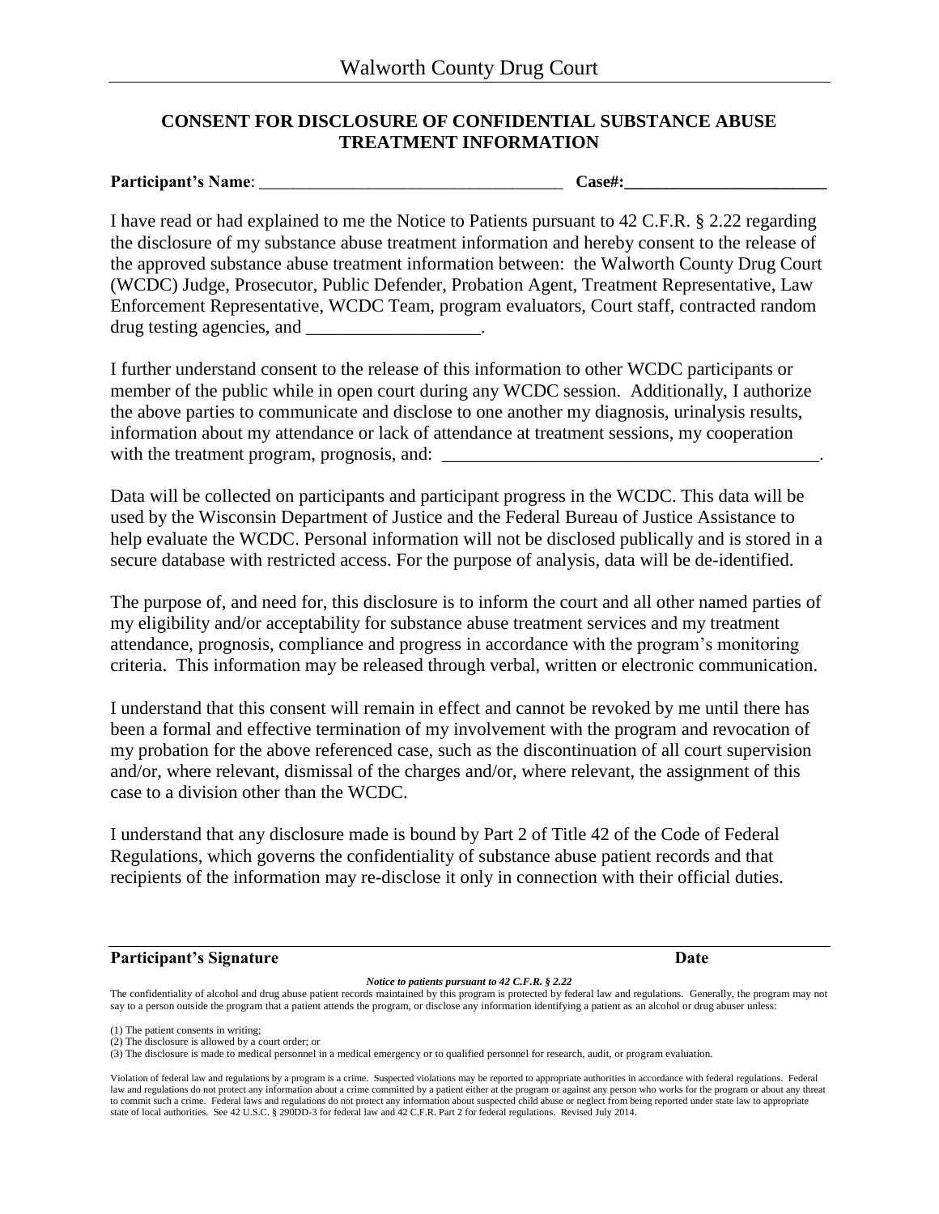Walworth County Drug Court

**CONSENT FOR DISCLOSURE OF CONFIDENTIAL SUBSTANCE ABUSE TREATMENT INFORMATION**

**Participant's Name**: ____________________________________ **Case#:________________________**

I have read or had explained to me the Notice to Patients pursuant to 42 C.F.R. § 2.22 regarding the disclosure of my substance abuse treatment information and hereby consent to the release of the approved substance abuse treatment information between: the Walworth County Drug Court (WCDC) Judge, Prosecutor, Public Defender, Probation Agent, Treatment Representative, Law Enforcement Representative, WCDC Team, program evaluators, Court staff, contracted random drug testing agencies, and ___________________.

I further understand consent to the release of this information to other WCDC participants or member of the public while in open court during any WCDC session. Additionally, I authorize the above parties to communicate and disclose to one another my diagnosis, urinalysis results, information about my attendance or lack of attendance at treatment sessions, my cooperation with the treatment program, prognosis, and: __________________________________________.

Data will be collected on participants and participant progress in the WCDC. This data will be used by the Wisconsin Department of Justice and the Federal Bureau of Justice Assistance to help evaluate the WCDC. Personal information will not be disclosed publically and is stored in a secure database with restricted access. For the purpose of analysis, data will be de-identified.

The purpose of, and need for, this disclosure is to inform the court and all other named parties of my eligibility and/or acceptability for substance abuse treatment services and my treatment attendance, prognosis, compliance and progress in accordance with the program's monitoring criteria. This information may be released through verbal, written or electronic communication.

I understand that this consent will remain in effect and cannot be revoked by me until there has been a formal and effective termination of my involvement with the program and revocation of my probation for the above referenced case, such as the discontinuation of all court supervision and/or, where relevant, dismissal of the charges and/or, where relevant, the assignment of this case to a division other than the WCDC.

I understand that any disclosure made is bound by Part 2 of Title 42 of the Code of Federal Regulations, which governs the confidentiality of substance abuse patient records and that recipients of the information may re-disclose it only in connection with their official duties.

**Participant's Signature** **Date**

***Notice to patients pursuant to 42 C.F.R. § 2.22***

The confidentiality of alcohol and drug abuse patient records maintained by this program is protected by federal law and regulations. Generally, the program may not say to a person outside the program that a patient attends the program, or disclose any information identifying a patient as an alcohol or drug abuser unless:

(1) The patient consents in writing;
(2) The disclosure is allowed by a court order; or
(3) The disclosure is made to medical personnel in a medical emergency or to qualified personnel for research, audit, or program evaluation.

Violation of federal law and regulations by a program is a crime. Suspected violations may be reported to appropriate authorities in accordance with federal regulations. Federal law and regulations do not protect any information about a crime committed by a patient either at the program or against any person who works for the program or about any threat to commit such a crime. Federal laws and regulations do not protect any information about suspected child abuse or neglect from being reported under state law to appropriate state of local authorities. See 42 U.S.C. § 290DD-3 for federal law and 42 C.F.R. Part 2 for federal regulations. Revised July 2014.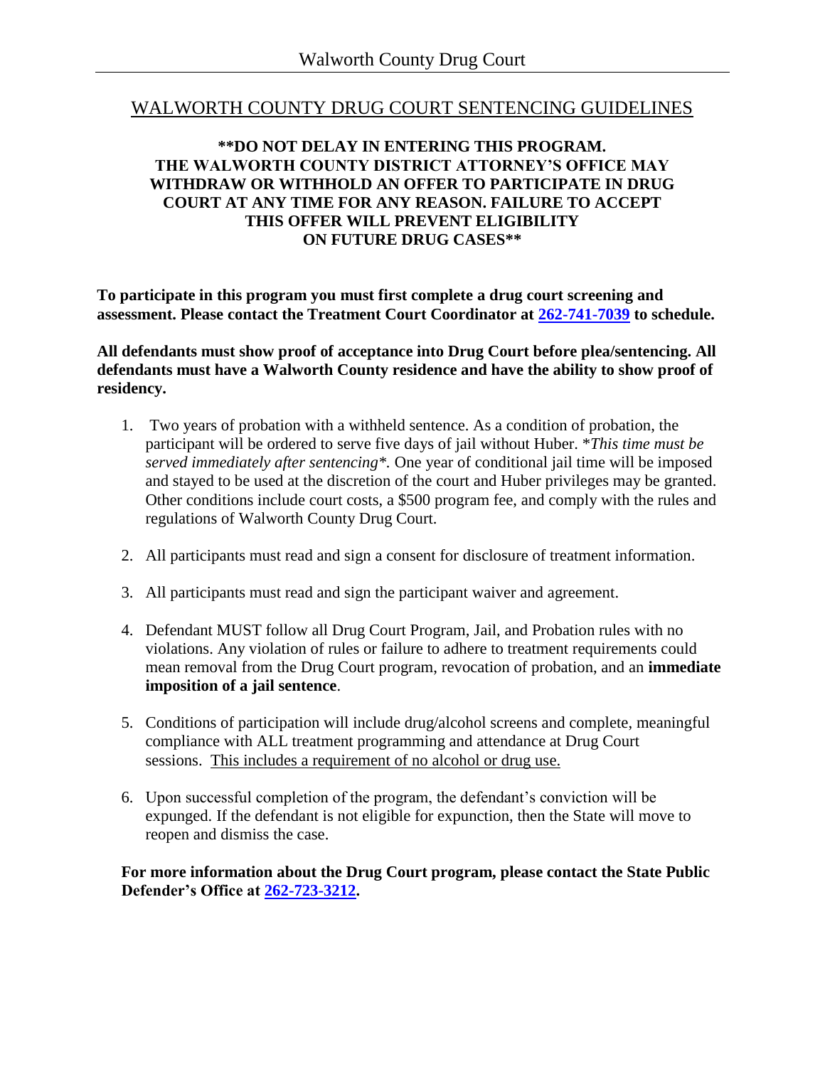# WALWORTH COUNTY DRUG COURT SENTENCING GUIDELINES

**\*\*DO NOT DELAY IN ENTERING THIS PROGRAM. THE WALWORTH COUNTY DISTRICT ATTORNEY'S OFFICE MAY WITHDRAW OR WITHHOLD AN OFFER TO PARTICIPATE IN DRUG COURT AT ANY TIME FOR ANY REASON. FAILURE TO ACCEPT THIS OFFER WILL PREVENT ELIGIBILITY ON FUTURE DRUG CASES\*\***

**To participate in this program you must first complete a drug court screening and assessment. Please contact the Treatment Court Coordinator at 262-741-7039 to schedule.**

**All defendants must show proof of acceptance into Drug Court before plea/sentencing. All defendants must have a Walworth County residence and have the ability to show proof of residency.**

1. Two years of probation with a withheld sentence. As a condition of probation, the participant will be ordered to serve five days of jail without Huber. *\*This time must be served immediately after sentencing\*.* One year of conditional jail time will be imposed and stayed to be used at the discretion of the court and Huber privileges may be granted. Other conditions include court costs, a $500 program fee, and comply with the rules and regulations of Walworth County Drug Court.
2. All participants must read and sign a consent for disclosure of treatment information.
3. All participants must read and sign the participant waiver and agreement.
4. Defendant MUST follow all Drug Court Program, Jail, and Probation rules with no violations. Any violation of rules or failure to adhere to treatment requirements could mean removal from the Drug Court program, revocation of probation, and an **immediate imposition of a jail sentence**.
5. Conditions of participation will include drug/alcohol screens and complete, meaningful compliance with ALL treatment programming and attendance at Drug Court sessions. <u>This includes a requirement of no alcohol or drug use.</u>
6. Upon successful completion of the program, the defendant's conviction will be expunged. If the defendant is not eligible for expunction, then the State will move to reopen and dismiss the case.

**For more information about the Drug Court program, please contact the State Public Defender's Office at 262-723-3212.**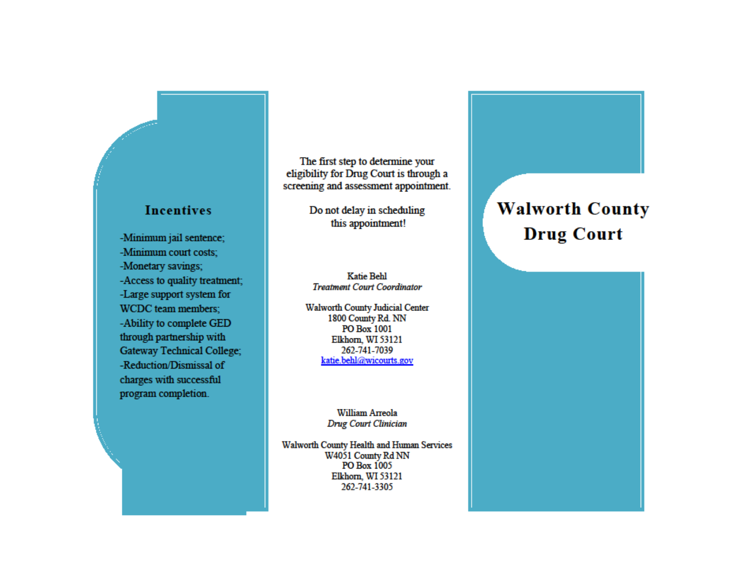## Incentives

-Minimum jail sentence;
-Minimum court costs;
-Monetary savings;
-Access to quality treatment;
-Large support system for WCDC team members;
-Ability to complete GED through partnership with Gateway Technical College;
-Reduction/Dismissal of charges with successful program completion.

The first step to determine your eligibility for Drug Court is through a screening and assessment appointment.

Do not delay in scheduling this appointment!

Katie Behl
*Treatment Court Coordinator*

Walworth County Judicial Center
1800 County Rd. NN
PO Box 1001
Elkhorn, WI 53121
262-741-7039
katie.behl@wicourts.gov

William Arreola
*Drug Court Clinician*

Walworth County Health and Human Services
W4051 County Rd NN
PO Box 1005
Elkhorn, WI 53121
262-741-3305

# Walworth County Drug Court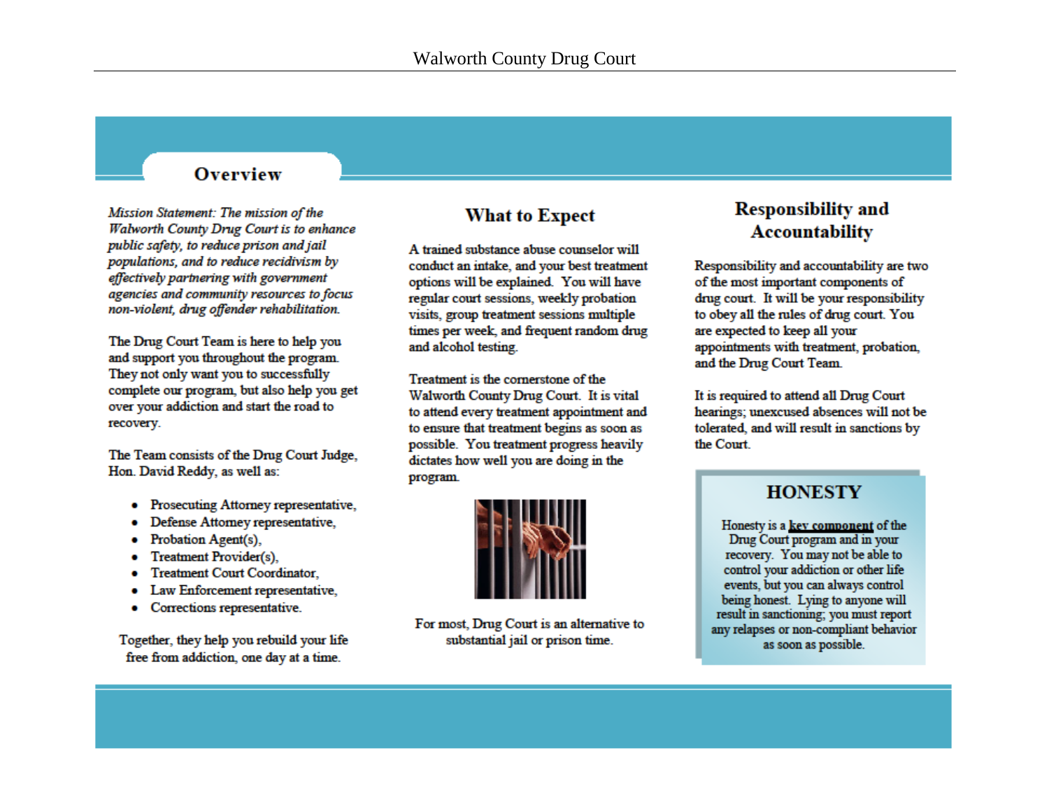## Overview

*Mission Statement: The mission of the Walworth County Drug Court is to enhance public safety, to reduce prison and jail populations, and to reduce recidivism by effectively partnering with government agencies and community resources to focus non-violent, drug offender rehabilitation.*

The Drug Court Team is here to help you and support you throughout the program. They not only want you to successfully complete our program, but also help you get over your addiction and start the road to recovery.

The Team consists of the Drug Court Judge, Hon. David Reddy, as well as:

- Prosecuting Attorney representative,
- Defense Attorney representative,
- Probation Agent(s),
- Treatment Provider(s),
- Treatment Court Coordinator,
- Law Enforcement representative,
- Corrections representative.

Together, they help you rebuild your life free from addiction, one day at a time.

## What to Expect

A trained substance abuse counselor will conduct an intake, and your best treatment options will be explained. You will have regular court sessions, weekly probation visits, group treatment sessions multiple times per week, and frequent random drug and alcohol testing.

Treatment is the cornerstone of the Walworth County Drug Court. It is vital to attend every treatment appointment and to ensure that treatment begins as soon as possible. You treatment progress heavily dictates how well you are doing in the program.

For most, Drug Court is an alternative to substantial jail or prison time.

## Responsibility and Accountability

Responsibility and accountability are two of the most important components of drug court. It will be your responsibility to obey all the rules of drug court. You are expected to keep all your appointments with treatment, probation, and the Drug Court Team.

It is required to attend all Drug Court hearings; unexcused absences will not be tolerated, and will result in sanctions by the Court.

### HONESTY

Honesty is a **key component** of the Drug Court program and in your recovery. You may not be able to control your addiction or other life events, but you can always control being honest. Lying to anyone will result in sanctioning; you must report any relapses or non-compliant behavior as soon as possible.